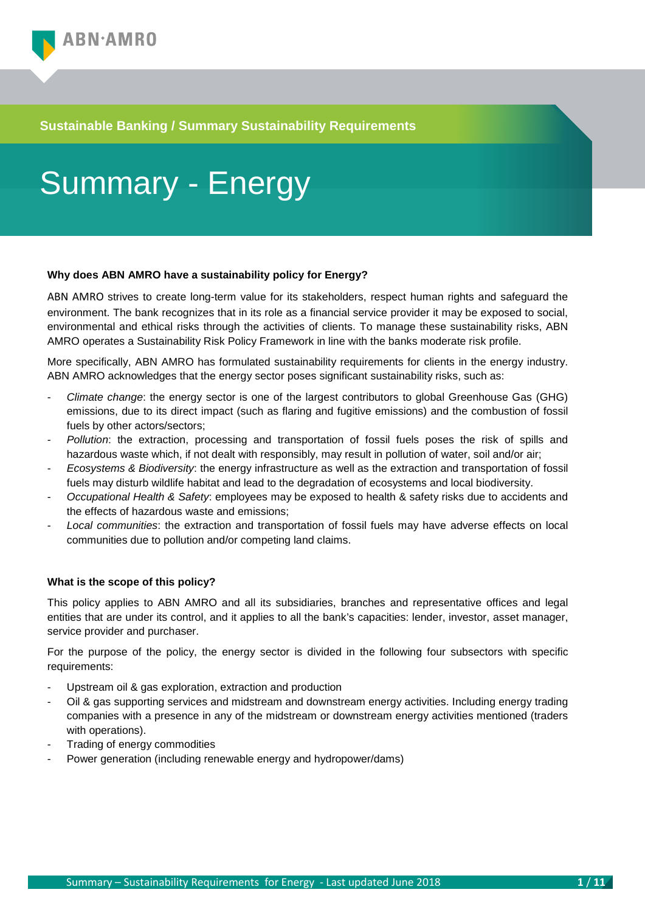Sustainable Banking / Summary Sustainability Requirements

# Summary - Energy

### Why does ABN AMRO have a sustainability policy for Energy?

ABN AMRO strives to create long-term value for its stakeholders, respect human rights and safeguard the environment. The bank recognizes that in its role as a financial service provider it may be exposed to social, environmental and ethical risks through the activities of clients. To manage these sustainability risks, ABN AMRO operates a Sustainability Risk Policy Framework in line with the banks moderate risk profile.

More specifically, ABN AMRO has formulated sustainability requirements for clients in the energy industry. ABN AMRO acknowledges that the energy sector poses significant sustainability risks, such as:

- *Climate change*: the energy sector is one of the largest contributors to global Greenhouse Gas (GHG) emissions, due to its direct impact (such as flaring and fugitive emissions) and the combustion of fossil fuels by other actors/sectors;
- *Pollution*: the extraction, processing and transportation of fossil fuels poses the risk of spills and hazardous waste which, if not dealt with responsibly, may result in pollution of water, soil and/or air;
- *Ecosystems & Biodiversity*: the energy infrastructure as well as the extraction and transportation of fossil fuels may disturb wildlife habitat and lead to the degradation of ecosystems and local biodiversity.
- *Occupational Health & Safety*: employees may be exposed to health & safety risks due to accidents and the effects of hazardous waste and emissions;
- *Local communities*: the extraction and transportation of fossil fuels may have adverse effects on local communities due to pollution and/or competing land claims.

### What is the scope of this policy?

This policy applies to ABN AMRO and all its subsidiaries, branches and representative offices and legal entities that are under its control, and it applies to all the bank's capacities: lender, investor, asset manager, service provider and purchaser.

For the purpose of the policy, the energy sector is divided in the following four subsectors with specific requirements:

- Upstream oil & gas exploration, extraction and production
- Oil & gas supporting services and midstream and downstream energy activities. Including energy trading companies with a presence in any of the midstream or downstream energy activities mentioned (traders with operations).
- Trading of energy commodities
- Power generation (including renewable energy and hydropower/dams)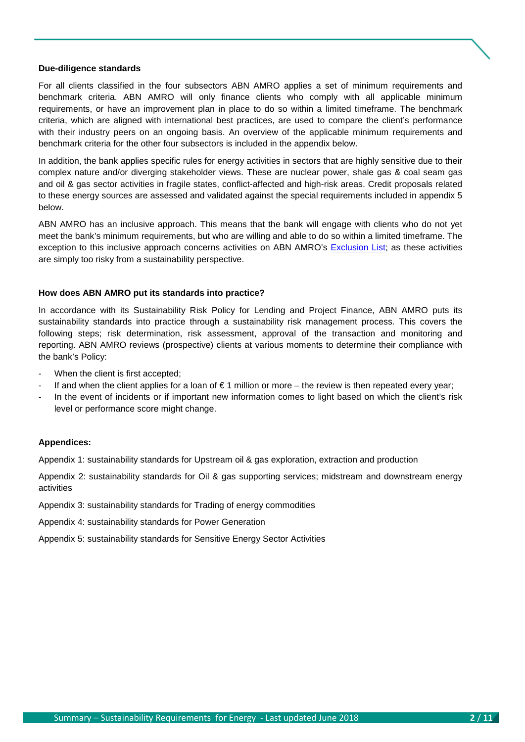**Due-diligence standards**

For all clients classified in the four subsectors ABN AMRO applies a set of minimum requirements and benchmark criteria. ABN AMRO will only finance clients who comply with all applicable minimum requirements, or have an improvement plan in place to do so within a limited timeframe. The benchmark criteria, which are aligned with international best practices, are used to compare the client's performance with their industry peers on an ongoing basis. An overview of the applicable minimum requirements and benchmark criteria for the other four subsectors is included in the appendix below.

In addition, the bank applies specific rules for energy activities in sectors that are highly sensitive due to their complex nature and/or diverging stakeholder views. These are nuclear power, shale gas & coal seam gas and oil & gas sector activities in fragile states, conflict-affected and high-risk areas. Credit proposals related to these energy sources are assessed and validated against the special requirements included in appendix 5 below.

ABN AMRO has an inclusive approach. This means that the bank will engage with clients who do not yet meet the bank's minimum requirements, but who are willing and able to do so within a limited timeframe. The exception to this inclusive approach concerns activities on ABN AMRO's Exclusion List; as these activities are simply too risky from a sustainability perspective.

**How does ABN AMRO put its standards into practice?**

In accordance with its Sustainability Risk Policy for Lending and Project Finance, ABN AMRO puts its sustainability standards into practice through a sustainability risk management process. This covers the following steps; risk determination, risk assessment, approval of the transaction and monitoring and reporting. ABN AMRO reviews (prospective) clients at various moments to determine their compliance with the bank's Policy:

- When the client is first accepted;
- If and when the client applies for a loan of € 1 million or more – the review is then repeated every year;
- In the event of incidents or if important new information comes to light based on which the client's risk level or performance score might change.

**Appendices:**

Appendix 1: sustainability standards for Upstream oil & gas exploration, extraction and production

Appendix 2: sustainability standards for Oil & gas supporting services; midstream and downstream energy activities

Appendix 3: sustainability standards for Trading of energy commodities

Appendix 4: sustainability standards for Power Generation

Appendix 5: sustainability standards for Sensitive Energy Sector Activities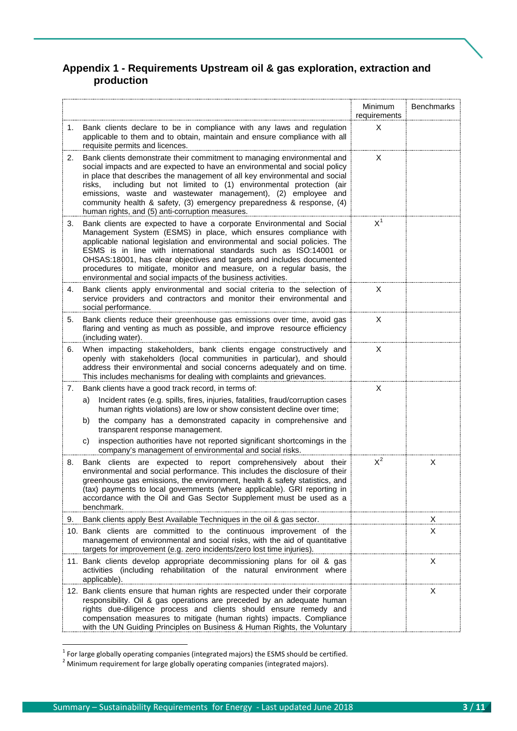## Appendix 1 - Requirements Upstream oil & gas exploration, extraction and production

| | Minimum requirements | Benchmarks |
|---|---|---|
| 1. Bank clients declare to be in compliance with any laws and regulation applicable to them and to obtain, maintain and ensure compliance with all requisite permits and licences. | X | |
| 2. Bank clients demonstrate their commitment to managing environmental and social impacts and are expected to have an environmental and social policy in place that describes the management of all key environmental and social risks, including but not limited to (1) environmental protection (air emissions, waste and wastewater management), (2) employee and community health & safety, (3) emergency preparedness & response, (4) human rights, and (5) anti-corruption measures. | X | |
| 3. Bank clients are expected to have a corporate Environmental and Social Management System (ESMS) in place, which ensures compliance with applicable national legislation and environmental and social policies. The ESMS is in line with international standards such as ISO:14001 or OHSAS:18001, has clear objectives and targets and includes documented procedures to mitigate, monitor and measure, on a regular basis, the environmental and social impacts of the business activities. | X[1] | |
| 4. Bank clients apply environmental and social criteria to the selection of service providers and contractors and monitor their environmental and social performance. | X | |
| 5. Bank clients reduce their greenhouse gas emissions over time, avoid gas flaring and venting as much as possible, and improve resource efficiency (including water). | X | |
| 6. When impacting stakeholders, bank clients engage constructively and openly with stakeholders (local communities in particular), and should address their environmental and social concerns adequately and on time. This includes mechanisms for dealing with complaints and grievances. | X | |
| 7. Bank clients have a good track record, in terms of: a) Incident rates (e.g. spills, fires, injuries, fatalities, fraud/corruption cases human rights violations) are low or show consistent decline over time; b) the company has a demonstrated capacity in comprehensive and transparent response management. c) inspection authorities have not reported significant shortcomings in the company's management of environmental and social risks. | X | |
| 8. Bank clients are expected to report comprehensively about their environmental and social performance. This includes the disclosure of their greenhouse gas emissions, the environment, health & safety statistics, and (tax) payments to local governments (where applicable). GRI reporting in accordance with the Oil and Gas Sector Supplement must be used as a benchmark. | X[2] | X |
| 9. Bank clients apply Best Available Techniques in the oil & gas sector. | | X |
| 10. Bank clients are committed to the continuous improvement of the management of environmental and social risks, with the aid of quantitative targets for improvement (e.g. zero incidents/zero lost time injuries). | | X |
| 11. Bank clients develop appropriate decommissioning plans for oil & gas activities (including rehabilitation of the natural environment where applicable). | | X |
| 12. Bank clients ensure that human rights are respected under their corporate responsibility. Oil & gas operations are preceded by an adequate human rights due-diligence process and clients should ensure remedy and compensation measures to mitigate (human rights) impacts. Compliance with the UN Guiding Principles on Business & Human Rights, the Voluntary | | X |

[1] For large globally operating companies (integrated majors) the ESMS should be certified.

[2] Minimum requirement for large globally operating companies (integrated majors).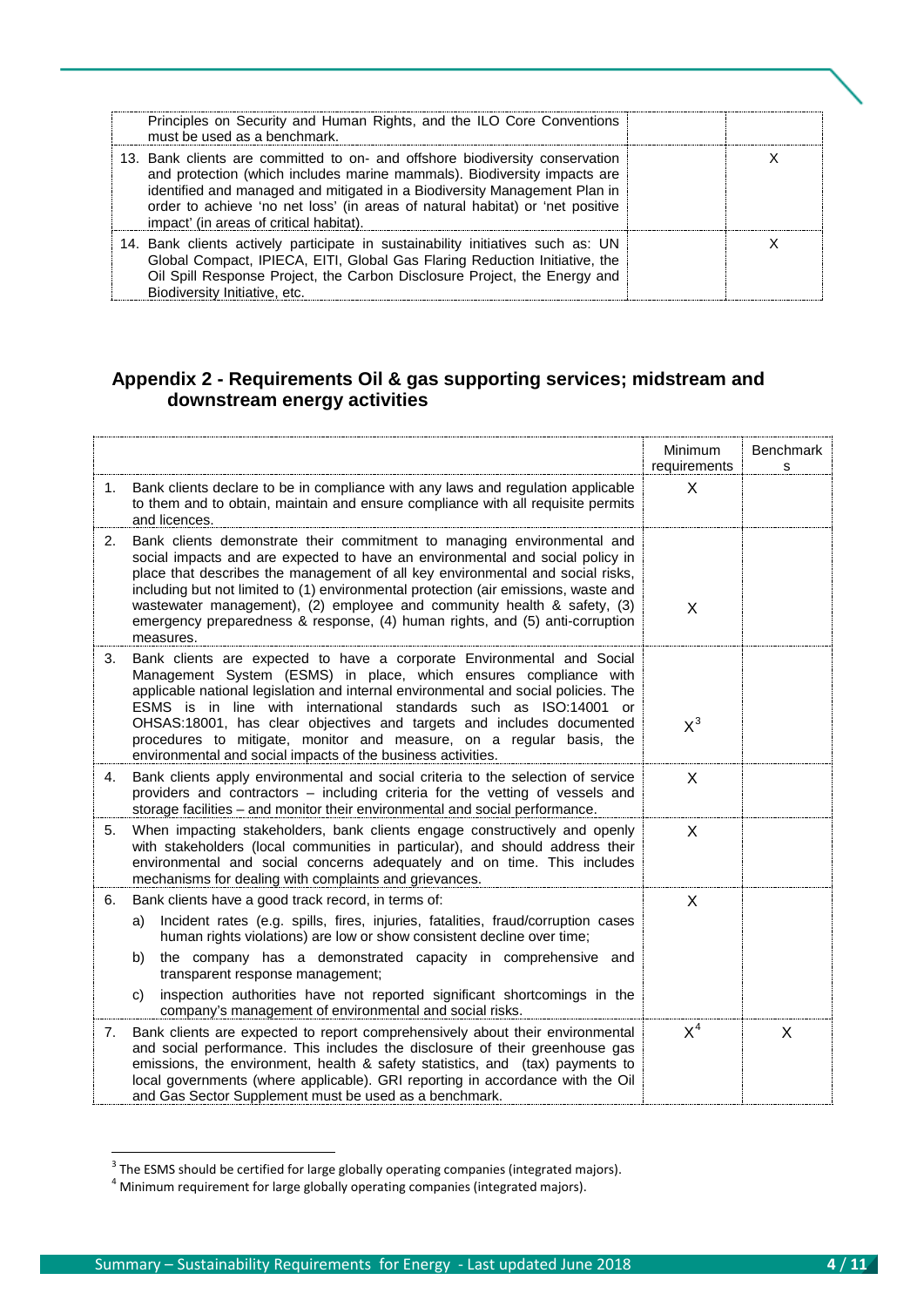| | | |
|---|---|---|
| Principles on Security and Human Rights, and the ILO Core Conventions must be used as a benchmark. | | |
| 13. Bank clients are committed to on- and offshore biodiversity conservation and protection (which includes marine mammals). Biodiversity impacts are identified and managed and mitigated in a Biodiversity Management Plan in order to achieve 'no net loss' (in areas of natural habitat) or 'net positive impact' (in areas of critical habitat). | | X |
| 14. Bank clients actively participate in sustainability initiatives such as: UN Global Compact, IPIECA, EITI, Global Gas Flaring Reduction Initiative, the Oil Spill Response Project, the Carbon Disclosure Project, the Energy and Biodiversity Initiative, etc. | | X |

## Appendix 2 - Requirements Oil & gas supporting services; midstream and downstream energy activities

| | Minimum requirements | Benchmarks |
|---|---|---|
| 1. Bank clients declare to be in compliance with any laws and regulation applicable to them and to obtain, maintain and ensure compliance with all requisite permits and licences. | X | |
| 2. Bank clients demonstrate their commitment to managing environmental and social impacts and are expected to have an environmental and social policy in place that describes the management of all key environmental and social risks, including but not limited to (1) environmental protection (air emissions, waste and wastewater management), (2) employee and community health & safety, (3) emergency preparedness & response, (4) human rights, and (5) anti-corruption measures. | X | |
| 3. Bank clients are expected to have a corporate Environmental and Social Management System (ESMS) in place, which ensures compliance with applicable national legislation and internal environmental and social policies. The ESMS is in line with international standards such as ISO:14001 or OHSAS:18001, has clear objectives and targets and includes documented procedures to mitigate, monitor and measure, on a regular basis, the environmental and social impacts of the business activities. | X[3] | |
| 4. Bank clients apply environmental and social criteria to the selection of service providers and contractors – including criteria for the vetting of vessels and storage facilities – and monitor their environmental and social performance. | X | |
| 5. When impacting stakeholders, bank clients engage constructively and openly with stakeholders (local communities in particular), and should address their environmental and social concerns adequately and on time. This includes mechanisms for dealing with complaints and grievances. | X | |
| 6. Bank clients have a good track record, in terms of: a) Incident rates (e.g. spills, fires, injuries, fatalities, fraud/corruption cases human rights violations) are low or show consistent decline over time; b) the company has a demonstrated capacity in comprehensive and transparent response management; c) inspection authorities have not reported significant shortcomings in the company's management of environmental and social risks. | X | |
| 7. Bank clients are expected to report comprehensively about their environmental and social performance. This includes the disclosure of their greenhouse gas emissions, the environment, health & safety statistics, and (tax) payments to local governments (where applicable). GRI reporting in accordance with the Oil and Gas Sector Supplement must be used as a benchmark. | X[4] | X |

[3] The ESMS should be certified for large globally operating companies (integrated majors).

[4] Minimum requirement for large globally operating companies (integrated majors).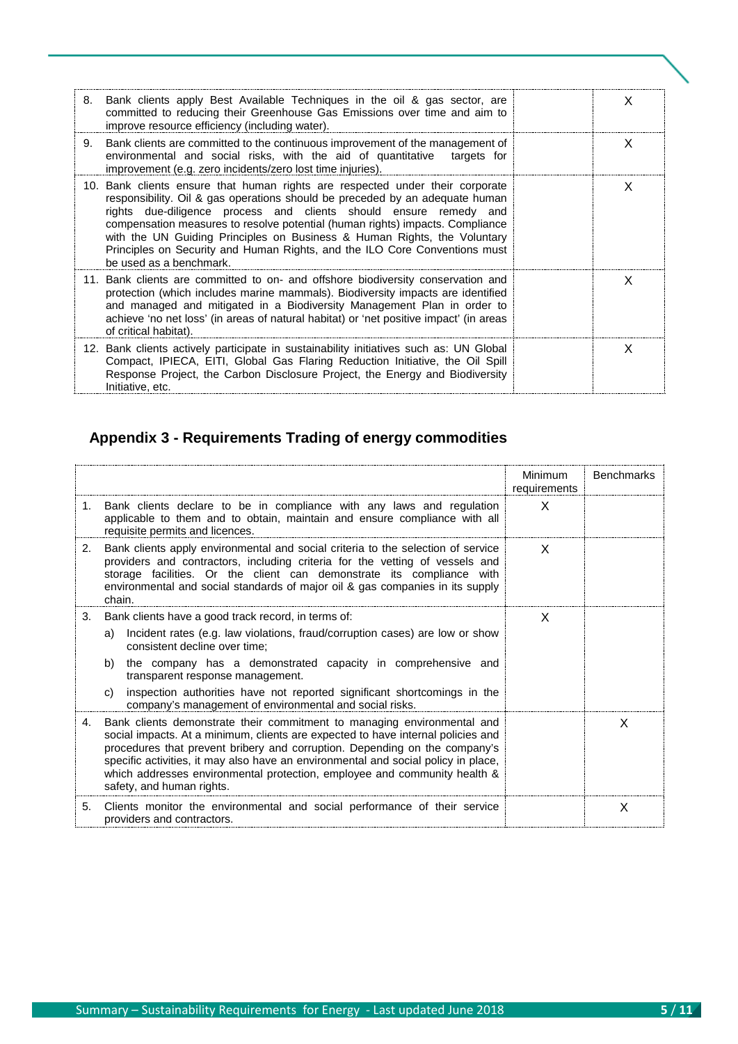| | | |
|---|---|---|
| 8. Bank clients apply Best Available Techniques in the oil & gas sector, are committed to reducing their Greenhouse Gas Emissions over time and aim to improve resource efficiency (including water). | | X |
| 9. Bank clients are committed to the continuous improvement of the management of environmental and social risks, with the aid of quantitative targets for improvement (e.g. zero incidents/zero lost time injuries). | | X |
| 10. Bank clients ensure that human rights are respected under their corporate responsibility. Oil & gas operations should be preceded by an adequate human rights due-diligence process and clients should ensure remedy and compensation measures to resolve potential (human rights) impacts. Compliance with the UN Guiding Principles on Business & Human Rights, the Voluntary Principles on Security and Human Rights, and the ILO Core Conventions must be used as a benchmark. | | X |
| 11. Bank clients are committed to on- and offshore biodiversity conservation and protection (which includes marine mammals). Biodiversity impacts are identified and managed and mitigated in a Biodiversity Management Plan in order to achieve 'no net loss' (in areas of natural habitat) or 'net positive impact' (in areas of critical habitat). | | X |
| 12. Bank clients actively participate in sustainability initiatives such as: UN Global Compact, IPIECA, EITI, Global Gas Flaring Reduction Initiative, the Oil Spill Response Project, the Carbon Disclosure Project, the Energy and Biodiversity Initiative, etc. | | X |

## Appendix 3 - Requirements Trading of energy commodities

| | Minimum requirements | Benchmarks |
|---|---|---|
| 1. Bank clients declare to be in compliance with any laws and regulation applicable to them and to obtain, maintain and ensure compliance with all requisite permits and licences. | X | |
| 2. Bank clients apply environmental and social criteria to the selection of service providers and contractors, including criteria for the vetting of vessels and storage facilities. Or the client can demonstrate its compliance with environmental and social standards of major oil & gas companies in its supply chain. | X | |
| 3. Bank clients have a good track record, in terms of:<br>a) Incident rates (e.g. law violations, fraud/corruption cases) are low or show consistent decline over time;<br>b) the company has a demonstrated capacity in comprehensive and transparent response management.<br>c) inspection authorities have not reported significant shortcomings in the company's management of environmental and social risks. | X | |
| 4. Bank clients demonstrate their commitment to managing environmental and social impacts. At a minimum, clients are expected to have internal policies and procedures that prevent bribery and corruption. Depending on the company's specific activities, it may also have an environmental and social policy in place, which addresses environmental protection, employee and community health & safety, and human rights. | | X |
| 5. Clients monitor the environmental and social performance of their service providers and contractors. | | X |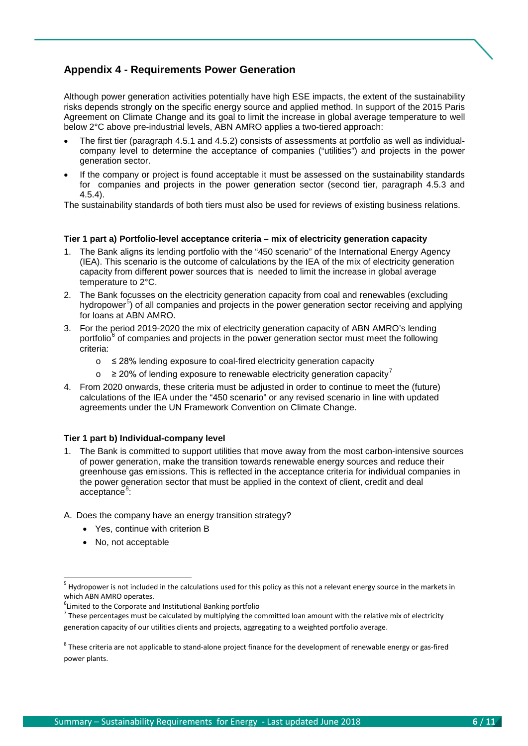## Appendix 4 - Requirements Power Generation

Although power generation activities potentially have high ESE impacts, the extent of the sustainability risks depends strongly on the specific energy source and applied method. In support of the 2015 Paris Agreement on Climate Change and its goal to limit the increase in global average temperature to well below 2°C above pre-industrial levels, ABN AMRO applies a two-tiered approach:

- The first tier (paragraph 4.5.1 and 4.5.2) consists of assessments at portfolio as well as individual-company level to determine the acceptance of companies ("utilities") and projects in the power generation sector.
- If the company or project is found acceptable it must be assessed on the sustainability standards for companies and projects in the power generation sector (second tier, paragraph 4.5.3 and 4.5.4).

The sustainability standards of both tiers must also be used for reviews of existing business relations.

**Tier 1 part a) Portfolio-level acceptance criteria – mix of electricity generation capacity**

1. The Bank aligns its lending portfolio with the "450 scenario" of the International Energy Agency (IEA). This scenario is the outcome of calculations by the IEA of the mix of electricity generation capacity from different power sources that is needed to limit the increase in global average temperature to 2°C.
2. The Bank focusses on the electricity generation capacity from coal and renewables (excluding hydropower[5]) of all companies and projects in the power generation sector receiving and applying for loans at ABN AMRO.
3. For the period 2019-2020 the mix of electricity generation capacity of ABN AMRO's lending portfolio[6] of companies and projects in the power generation sector must meet the following criteria:
   - ≤ 28% lending exposure to coal-fired electricity generation capacity
   - ≥ 20% of lending exposure to renewable electricity generation capacity[7]
4. From 2020 onwards, these criteria must be adjusted in order to continue to meet the (future) calculations of the IEA under the "450 scenario" or any revised scenario in line with updated agreements under the UN Framework Convention on Climate Change.

**Tier 1 part b) Individual-company level**

1. The Bank is committed to support utilities that move away from the most carbon-intensive sources of power generation, make the transition towards renewable energy sources and reduce their greenhouse gas emissions. This is reflected in the acceptance criteria for individual companies in the power generation sector that must be applied in the context of client, credit and deal acceptance[8]:

A. Does the company have an energy transition strategy?
   - Yes, continue with criterion B
   - No, not acceptable

---

[5] Hydropower is not included in the calculations used for this policy as this not a relevant energy source in the markets in which ABN AMRO operates.

[6] Limited to the Corporate and Institutional Banking portfolio

[7] These percentages must be calculated by multiplying the committed loan amount with the relative mix of electricity generation capacity of our utilities clients and projects, aggregating to a weighted portfolio average.

[8] These criteria are not applicable to stand-alone project finance for the development of renewable energy or gas-fired power plants.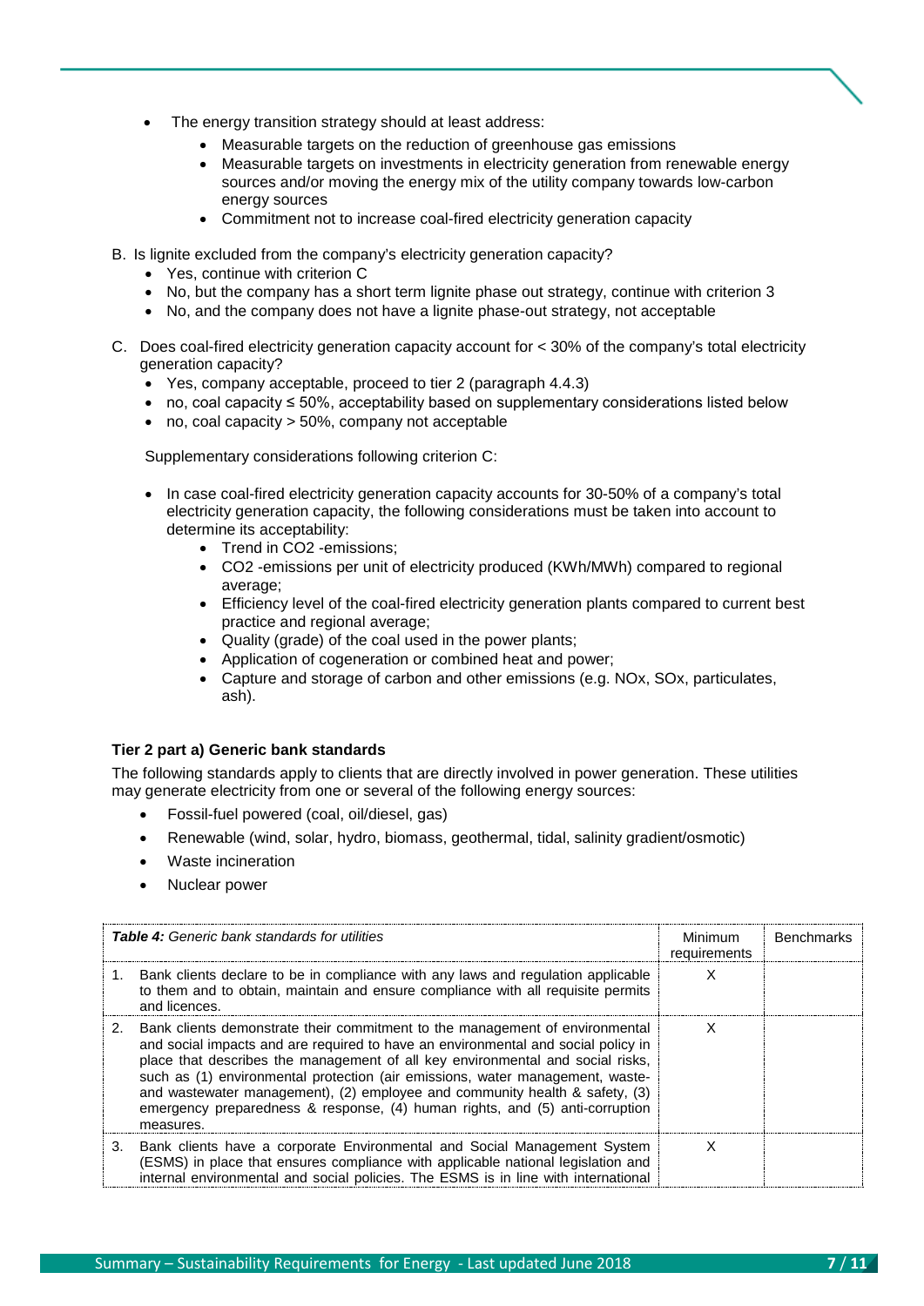- The energy transition strategy should at least address:
  - Measurable targets on the reduction of greenhouse gas emissions
  - Measurable targets on investments in electricity generation from renewable energy sources and/or moving the energy mix of the utility company towards low-carbon energy sources
  - Commitment not to increase coal-fired electricity generation capacity

B. Is lignite excluded from the company's electricity generation capacity?
   - Yes, continue with criterion C
   - No, but the company has a short term lignite phase out strategy, continue with criterion 3
   - No, and the company does not have a lignite phase-out strategy, not acceptable

C. Does coal-fired electricity generation capacity account for < 30% of the company's total electricity generation capacity?
   - Yes, company acceptable, proceed to tier 2 (paragraph 4.4.3)
   - no, coal capacity ≤ 50%, acceptability based on supplementary considerations listed below
   - no, coal capacity > 50%, company not acceptable

Supplementary considerations following criterion C:

- In case coal-fired electricity generation capacity accounts for 30-50% of a company's total electricity generation capacity, the following considerations must be taken into account to determine its acceptability:
  - Trend in $CO_2$ -emissions;
  - $CO_2$ -emissions per unit of electricity produced (KWh/MWh) compared to regional average;
  - Efficiency level of the coal-fired electricity generation plants compared to current best practice and regional average;
  - Quality (grade) of the coal used in the power plants;
  - Application of cogeneration or combined heat and power;
  - Capture and storage of carbon and other emissions (e.g. NOx, SOx, particulates, ash).

**Tier 2 part a) Generic bank standards**

The following standards apply to clients that are directly involved in power generation. These utilities may generate electricity from one or several of the following energy sources:

- Fossil-fuel powered (coal, oil/diesel, gas)
- Renewable (wind, solar, hydro, biomass, geothermal, tidal, salinity gradient/osmotic)
- Waste incineration
- Nuclear power

| ***Table 4:*** *Generic bank standards for utilities* | Minimum requirements | Benchmarks |
|---|---|---|
| 1. Bank clients declare to be in compliance with any laws and regulation applicable to them and to obtain, maintain and ensure compliance with all requisite permits and licences. | X | |
| 2. Bank clients demonstrate their commitment to the management of environmental and social impacts and are required to have an environmental and social policy in place that describes the management of all key environmental and social risks, such as (1) environmental protection (air emissions, water management, waste- and wastewater management), (2) employee and community health & safety, (3) emergency preparedness & response, (4) human rights, and (5) anti-corruption measures. | X | |
| 3. Bank clients have a corporate Environmental and Social Management System (ESMS) in place that ensures compliance with applicable national legislation and internal environmental and social policies. The ESMS is in line with international | X | |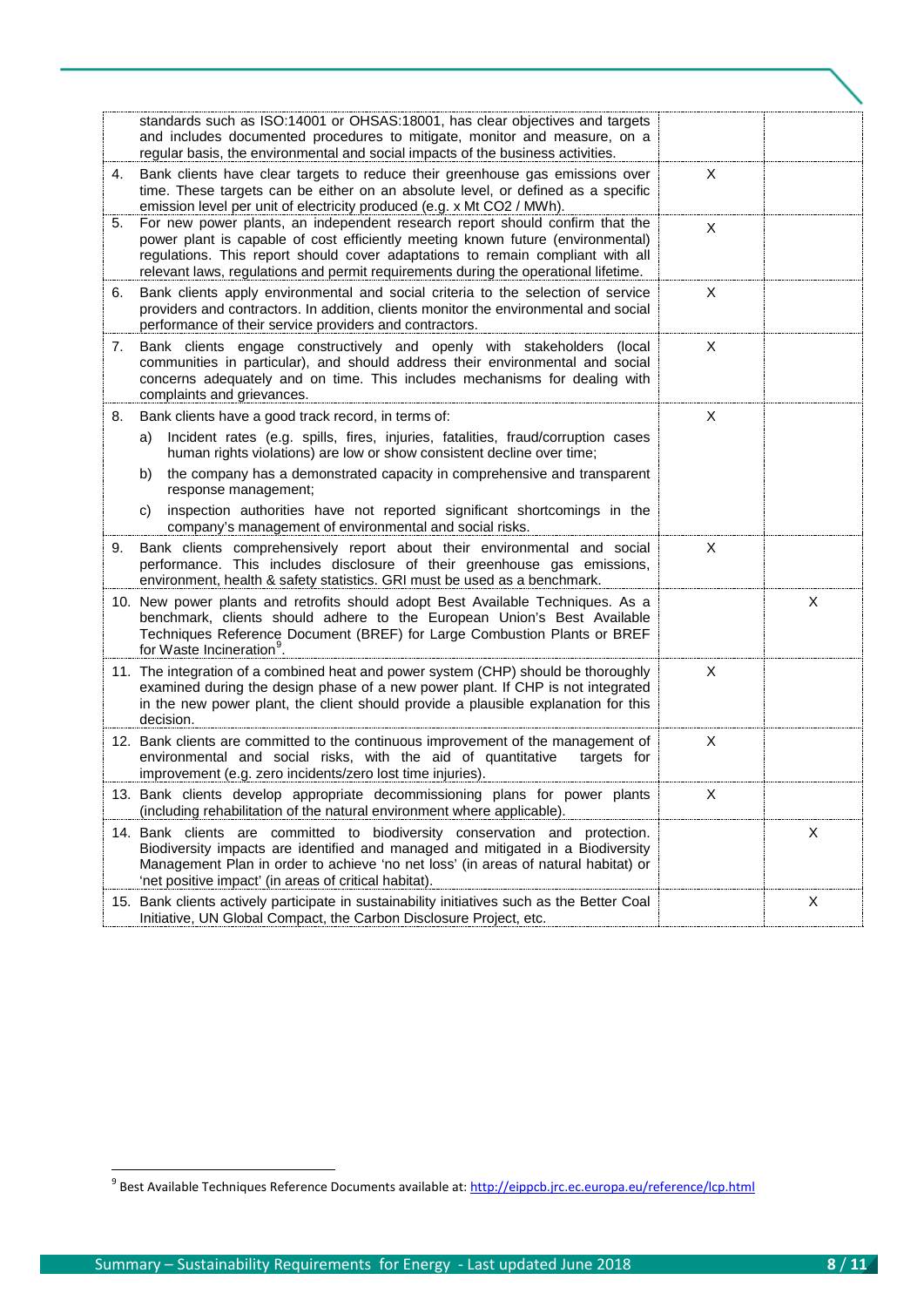| | | |
|---|---|---|
| standards such as ISO:14001 or OHSAS:18001, has clear objectives and targets and includes documented procedures to mitigate, monitor and measure, on a regular basis, the environmental and social impacts of the business activities. | | |
| 4. Bank clients have clear targets to reduce their greenhouse gas emissions over time. These targets can be either on an absolute level, or defined as a specific emission level per unit of electricity produced (e.g. x Mt CO2 / MWh). | X | |
| 5. For new power plants, an independent research report should confirm that the power plant is capable of cost efficiently meeting known future (environmental) regulations. This report should cover adaptations to remain compliant with all relevant laws, regulations and permit requirements during the operational lifetime. | X | |
| 6. Bank clients apply environmental and social criteria to the selection of service providers and contractors. In addition, clients monitor the environmental and social performance of their service providers and contractors. | X | |
| 7. Bank clients engage constructively and openly with stakeholders (local communities in particular), and should address their environmental and social concerns adequately and on time. This includes mechanisms for dealing with complaints and grievances. | X | |
| 8. Bank clients have a good track record, in terms of:<br>a) Incident rates (e.g. spills, fires, injuries, fatalities, fraud/corruption cases human rights violations) are low or show consistent decline over time;<br>b) the company has a demonstrated capacity in comprehensive and transparent response management;<br>c) inspection authorities have not reported significant shortcomings in the company's management of environmental and social risks. | X | |
| 9. Bank clients comprehensively report about their environmental and social performance. This includes disclosure of their greenhouse gas emissions, environment, health & safety statistics. GRI must be used as a benchmark. | X | |
| 10. New power plants and retrofits should adopt Best Available Techniques. As a benchmark, clients should adhere to the European Union's Best Available Techniques Reference Document (BREF) for Large Combustion Plants or BREF for Waste Incineration[9]. | | X |
| 11. The integration of a combined heat and power system (CHP) should be thoroughly examined during the design phase of a new power plant. If CHP is not integrated in the new power plant, the client should provide a plausible explanation for this decision. | X | |
| 12. Bank clients are committed to the continuous improvement of the management of environmental and social risks, with the aid of quantitative targets for improvement (e.g. zero incidents/zero lost time injuries). | X | |
| 13. Bank clients develop appropriate decommissioning plans for power plants (including rehabilitation of the natural environment where applicable). | X | |
| 14. Bank clients are committed to biodiversity conservation and protection. Biodiversity impacts are identified and managed and mitigated in a Biodiversity Management Plan in order to achieve 'no net loss' (in areas of natural habitat) or 'net positive impact' (in areas of critical habitat). | | X |
| 15. Bank clients actively participate in sustainability initiatives such as the Better Coal Initiative, UN Global Compact, the Carbon Disclosure Project, etc. | | X |

[9] Best Available Techniques Reference Documents available at: http://eippcb.jrc.ec.europa.eu/reference/lcp.html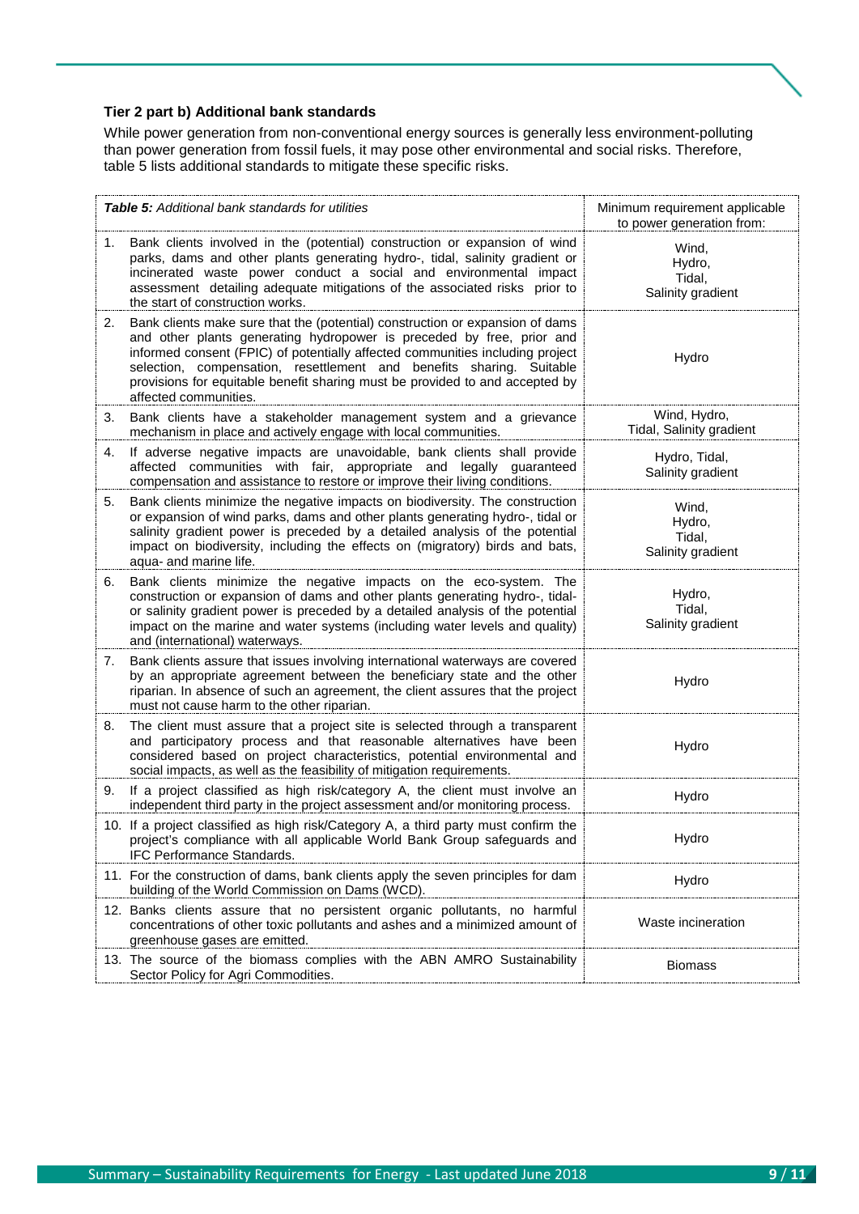### Tier 2 part b) Additional bank standards

While power generation from non-conventional energy sources is generally less environment-polluting than power generation from fossil fuels, it may pose other environmental and social risks. Therefore, table 5 lists additional standards to mitigate these specific risks.

| ***Table 5:*** *Additional bank standards for utilities* | Minimum requirement applicable to power generation from: |
|---|---|
| 1. Bank clients involved in the (potential) construction or expansion of wind parks, dams and other plants generating hydro-, tidal, salinity gradient or incinerated waste power conduct a social and environmental impact assessment detailing adequate mitigations of the associated risks prior to the start of construction works. | Wind, Hydro, Tidal, Salinity gradient |
| 2. Bank clients make sure that the (potential) construction or expansion of dams and other plants generating hydropower is preceded by free, prior and informed consent (FPIC) of potentially affected communities including project selection, compensation, resettlement and benefits sharing. Suitable provisions for equitable benefit sharing must be provided to and accepted by affected communities. | Hydro |
| 3. Bank clients have a stakeholder management system and a grievance mechanism in place and actively engage with local communities. | Wind, Hydro, Tidal, Salinity gradient |
| 4. If adverse negative impacts are unavoidable, bank clients shall provide affected communities with fair, appropriate and legally guaranteed compensation and assistance to restore or improve their living conditions. | Hydro, Tidal, Salinity gradient |
| 5. Bank clients minimize the negative impacts on biodiversity. The construction or expansion of wind parks, dams and other plants generating hydro-, tidal or salinity gradient power is preceded by a detailed analysis of the potential impact on biodiversity, including the effects on (migratory) birds and bats, aqua- and marine life. | Wind, Hydro, Tidal, Salinity gradient |
| 6. Bank clients minimize the negative impacts on the eco-system. The construction or expansion of dams and other plants generating hydro-, tidal- or salinity gradient power is preceded by a detailed analysis of the potential impact on the marine and water systems (including water levels and quality) and (international) waterways. | Hydro, Tidal, Salinity gradient |
| 7. Bank clients assure that issues involving international waterways are covered by an appropriate agreement between the beneficiary state and the other riparian. In absence of such an agreement, the client assures that the project must not cause harm to the other riparian. | Hydro |
| 8. The client must assure that a project site is selected through a transparent and participatory process and that reasonable alternatives have been considered based on project characteristics, potential environmental and social impacts, as well as the feasibility of mitigation requirements. | Hydro |
| 9. If a project classified as high risk/category A, the client must involve an independent third party in the project assessment and/or monitoring process. | Hydro |
| 10. If a project classified as high risk/Category A, a third party must confirm the project's compliance with all applicable World Bank Group safeguards and IFC Performance Standards. | Hydro |
| 11. For the construction of dams, bank clients apply the seven principles for dam building of the World Commission on Dams (WCD). | Hydro |
| 12. Banks clients assure that no persistent organic pollutants, no harmful concentrations of other toxic pollutants and ashes and a minimized amount of greenhouse gases are emitted. | Waste incineration |
| 13. The source of the biomass complies with the ABN AMRO Sustainability Sector Policy for Agri Commodities. | Biomass |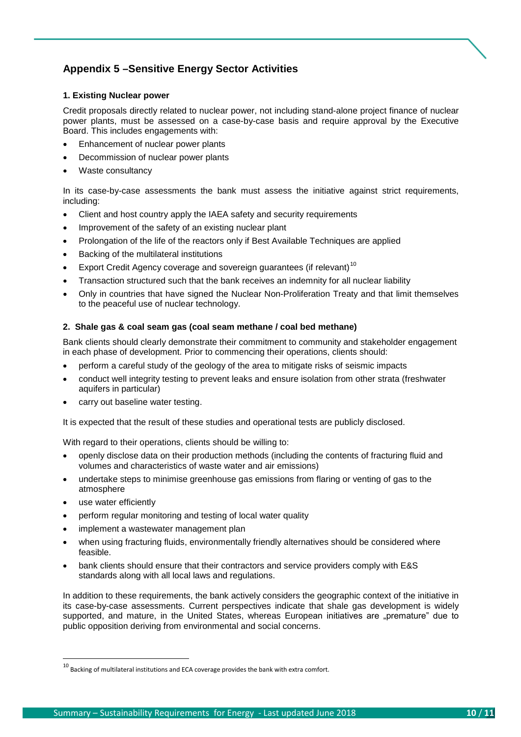## Appendix 5 –Sensitive Energy Sector Activities

### 1. Existing Nuclear power

Credit proposals directly related to nuclear power, not including stand-alone project finance of nuclear power plants, must be assessed on a case-by-case basis and require approval by the Executive Board. This includes engagements with:

- Enhancement of nuclear power plants
- Decommission of nuclear power plants
- Waste consultancy

In its case-by-case assessments the bank must assess the initiative against strict requirements, including:

- Client and host country apply the IAEA safety and security requirements
- Improvement of the safety of an existing nuclear plant
- Prolongation of the life of the reactors only if Best Available Techniques are applied
- Backing of the multilateral institutions
- Export Credit Agency coverage and sovereign guarantees (if relevant)[10]
- Transaction structured such that the bank receives an indemnity for all nuclear liability
- Only in countries that have signed the Nuclear Non-Proliferation Treaty and that limit themselves to the peaceful use of nuclear technology.

### 2. Shale gas & coal seam gas (coal seam methane / coal bed methane)

Bank clients should clearly demonstrate their commitment to community and stakeholder engagement in each phase of development. Prior to commencing their operations, clients should:

- perform a careful study of the geology of the area to mitigate risks of seismic impacts
- conduct well integrity testing to prevent leaks and ensure isolation from other strata (freshwater aquifers in particular)
- carry out baseline water testing.

It is expected that the result of these studies and operational tests are publicly disclosed.

With regard to their operations, clients should be willing to:

- openly disclose data on their production methods (including the contents of fracturing fluid and volumes and characteristics of waste water and air emissions)
- undertake steps to minimise greenhouse gas emissions from flaring or venting of gas to the atmosphere
- use water efficiently
- perform regular monitoring and testing of local water quality
- implement a wastewater management plan
- when using fracturing fluids, environmentally friendly alternatives should be considered where feasible.
- bank clients should ensure that their contractors and service providers comply with E&S standards along with all local laws and regulations.

In addition to these requirements, the bank actively considers the geographic context of the initiative in its case-by-case assessments. Current perspectives indicate that shale gas development is widely supported, and mature, in the United States, whereas European initiatives are „premature" due to public opposition deriving from environmental and social concerns.

---

[10] Backing of multilateral institutions and ECA coverage provides the bank with extra comfort.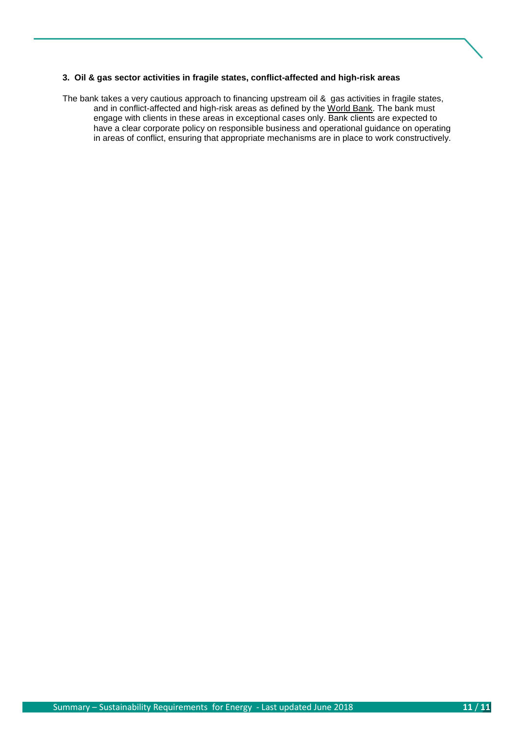**3. Oil & gas sector activities in fragile states, conflict-affected and high-risk areas**

The bank takes a very cautious approach to financing upstream oil & gas activities in fragile states, and in conflict-affected and high-risk areas as defined by the World Bank. The bank must engage with clients in these areas in exceptional cases only. Bank clients are expected to have a clear corporate policy on responsible business and operational guidance on operating in areas of conflict, ensuring that appropriate mechanisms are in place to work constructively.